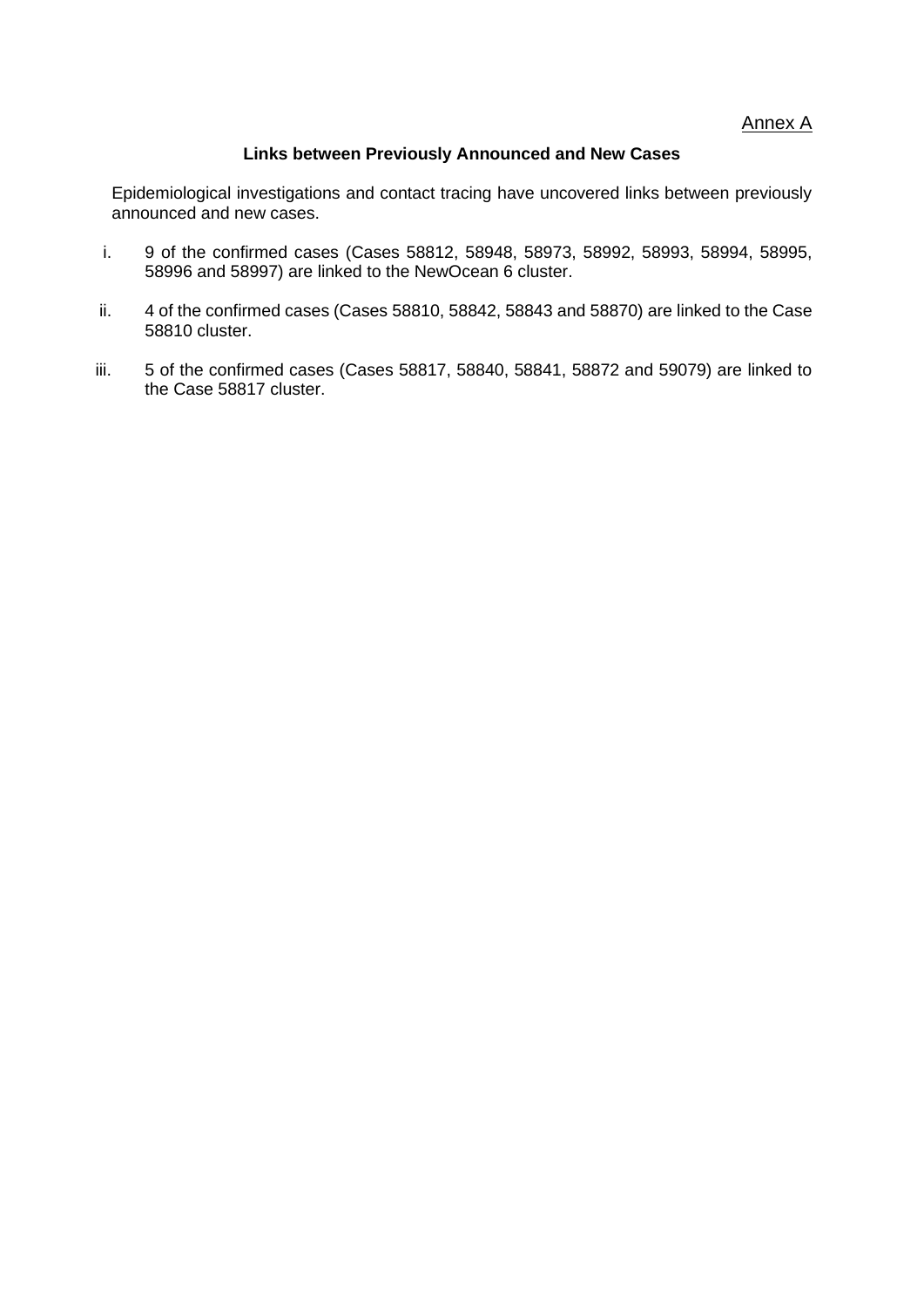Annex A

**Links between Previously Announced and New Cases**

Epidemiological investigations and contact tracing have uncovered links between previously announced and new cases.

i. 9 of the confirmed cases (Cases 58812, 58948, 58973, 58992, 58993, 58994, 58995, 58996 and 58997) are linked to the NewOcean 6 cluster.

ii. 4 of the confirmed cases (Cases 58810, 58842, 58843 and 58870) are linked to the Case 58810 cluster.

iii. 5 of the confirmed cases (Cases 58817, 58840, 58841, 58872 and 59079) are linked to the Case 58817 cluster.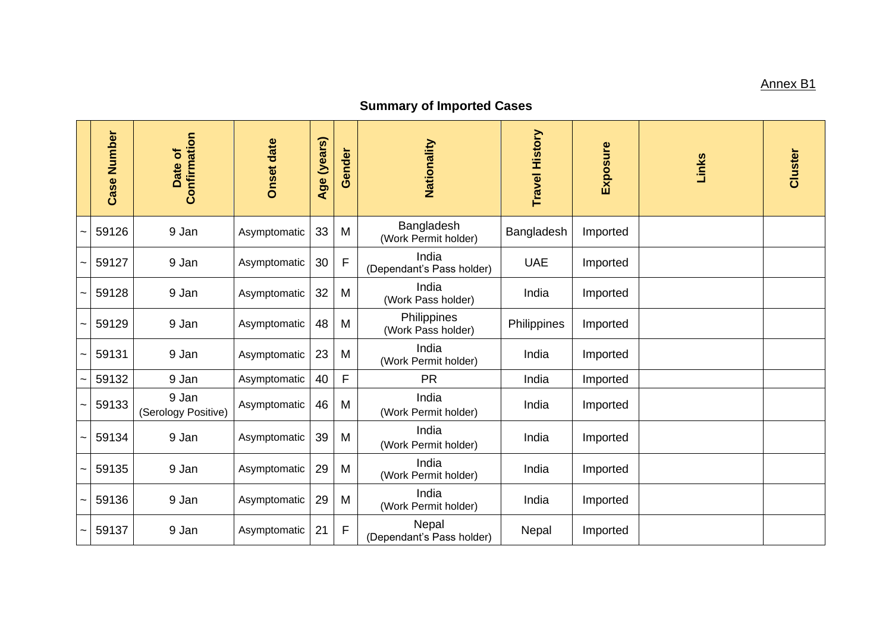Annex B1

## Summary of Imported Cases

| | Case Number | Date of Confirmation | Onset date | Age (years) | Gender | Nationality | Travel History | Exposure | Links | Cluster |
|---|---|---|---|---|---|---|---|---|---|---|
| ~ | 59126 | 9 Jan | Asymptomatic | 33 | M | Bangladesh (Work Permit holder) | Bangladesh | Imported | | |
| ~ | 59127 | 9 Jan | Asymptomatic | 30 | F | India (Dependant's Pass holder) | UAE | Imported | | |
| ~ | 59128 | 9 Jan | Asymptomatic | 32 | M | India (Work Pass holder) | India | Imported | | |
| ~ | 59129 | 9 Jan | Asymptomatic | 48 | M | Philippines (Work Pass holder) | Philippines | Imported | | |
| ~ | 59131 | 9 Jan | Asymptomatic | 23 | M | India (Work Permit holder) | India | Imported | | |
| ~ | 59132 | 9 Jan | Asymptomatic | 40 | F | PR | India | Imported | | |
| ~ | 59133 | 9 Jan (Serology Positive) | Asymptomatic | 46 | M | India (Work Permit holder) | India | Imported | | |
| ~ | 59134 | 9 Jan | Asymptomatic | 39 | M | India (Work Permit holder) | India | Imported | | |
| ~ | 59135 | 9 Jan | Asymptomatic | 29 | M | India (Work Permit holder) | India | Imported | | |
| ~ | 59136 | 9 Jan | Asymptomatic | 29 | M | India (Work Permit holder) | India | Imported | | |
| ~ | 59137 | 9 Jan | Asymptomatic | 21 | F | Nepal (Dependant's Pass holder) | Nepal | Imported | | |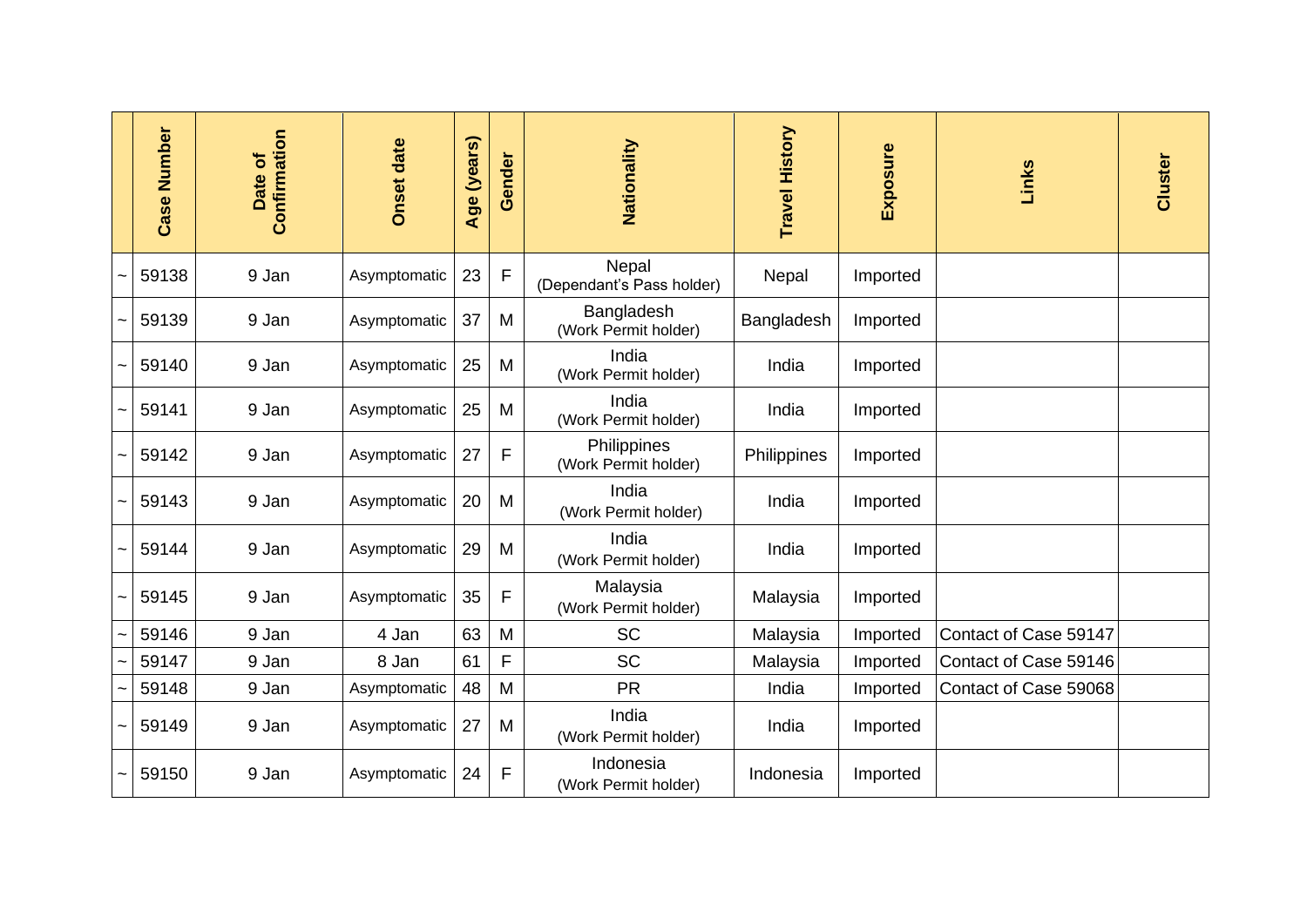| | Case Number | Date of Confirmation | Onset date | Age (years) | Gender | Nationality | Travel History | Exposure | Links | Cluster |
|---|---|---|---|---|---|---|---|---|---|---|
| ~ | 59138 | 9 Jan | Asymptomatic | 23 | F | Nepal (Dependant's Pass holder) | Nepal | Imported | | |
| ~ | 59139 | 9 Jan | Asymptomatic | 37 | M | Bangladesh (Work Permit holder) | Bangladesh | Imported | | |
| ~ | 59140 | 9 Jan | Asymptomatic | 25 | M | India (Work Permit holder) | India | Imported | | |
| ~ | 59141 | 9 Jan | Asymptomatic | 25 | M | India (Work Permit holder) | India | Imported | | |
| ~ | 59142 | 9 Jan | Asymptomatic | 27 | F | Philippines (Work Permit holder) | Philippines | Imported | | |
| ~ | 59143 | 9 Jan | Asymptomatic | 20 | M | India (Work Permit holder) | India | Imported | | |
| ~ | 59144 | 9 Jan | Asymptomatic | 29 | M | India (Work Permit holder) | India | Imported | | |
| ~ | 59145 | 9 Jan | Asymptomatic | 35 | F | Malaysia (Work Permit holder) | Malaysia | Imported | | |
| ~ | 59146 | 9 Jan | 4 Jan | 63 | M | SC | Malaysia | Imported | Contact of Case 59147 | |
| ~ | 59147 | 9 Jan | 8 Jan | 61 | F | SC | Malaysia | Imported | Contact of Case 59146 | |
| ~ | 59148 | 9 Jan | Asymptomatic | 48 | M | PR | India | Imported | Contact of Case 59068 | |
| ~ | 59149 | 9 Jan | Asymptomatic | 27 | M | India (Work Permit holder) | India | Imported | | |
| ~ | 59150 | 9 Jan | Asymptomatic | 24 | F | Indonesia (Work Permit holder) | Indonesia | Imported | | |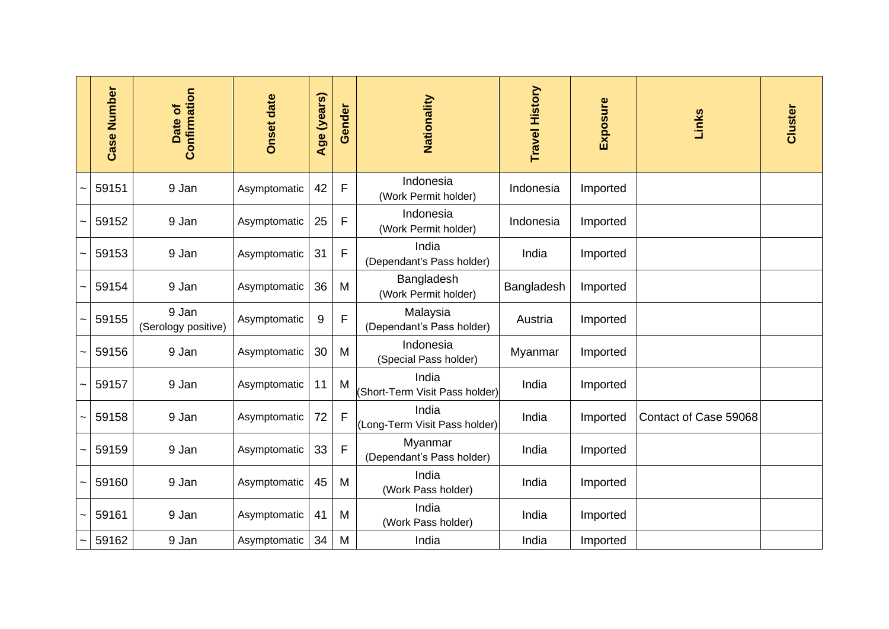| | Case Number | Date of Confirmation | Onset date | Age (years) | Gender | Nationality | Travel History | Exposure | Links | Cluster |
|---|---|---|---|---|---|---|---|---|---|---|
| ~ | 59151 | 9 Jan | Asymptomatic | 42 | F | Indonesia (Work Permit holder) | Indonesia | Imported | | |
| ~ | 59152 | 9 Jan | Asymptomatic | 25 | F | Indonesia (Work Permit holder) | Indonesia | Imported | | |
| ~ | 59153 | 9 Jan | Asymptomatic | 31 | F | India (Dependant's Pass holder) | India | Imported | | |
| ~ | 59154 | 9 Jan | Asymptomatic | 36 | M | Bangladesh (Work Permit holder) | Bangladesh | Imported | | |
| ~ | 59155 | 9 Jan (Serology positive) | Asymptomatic | 9 | F | Malaysia (Dependant's Pass holder) | Austria | Imported | | |
| ~ | 59156 | 9 Jan | Asymptomatic | 30 | M | Indonesia (Special Pass holder) | Myanmar | Imported | | |
| ~ | 59157 | 9 Jan | Asymptomatic | 11 | M | India (Short-Term Visit Pass holder) | India | Imported | | |
| ~ | 59158 | 9 Jan | Asymptomatic | 72 | F | India (Long-Term Visit Pass holder) | India | Imported | Contact of Case 59068 | |
| ~ | 59159 | 9 Jan | Asymptomatic | 33 | F | Myanmar (Dependant's Pass holder) | India | Imported | | |
| ~ | 59160 | 9 Jan | Asymptomatic | 45 | M | India (Work Pass holder) | India | Imported | | |
| ~ | 59161 | 9 Jan | Asymptomatic | 41 | M | India (Work Pass holder) | India | Imported | | |
| ~ | 59162 | 9 Jan | Asymptomatic | 34 | M | India | India | Imported | | |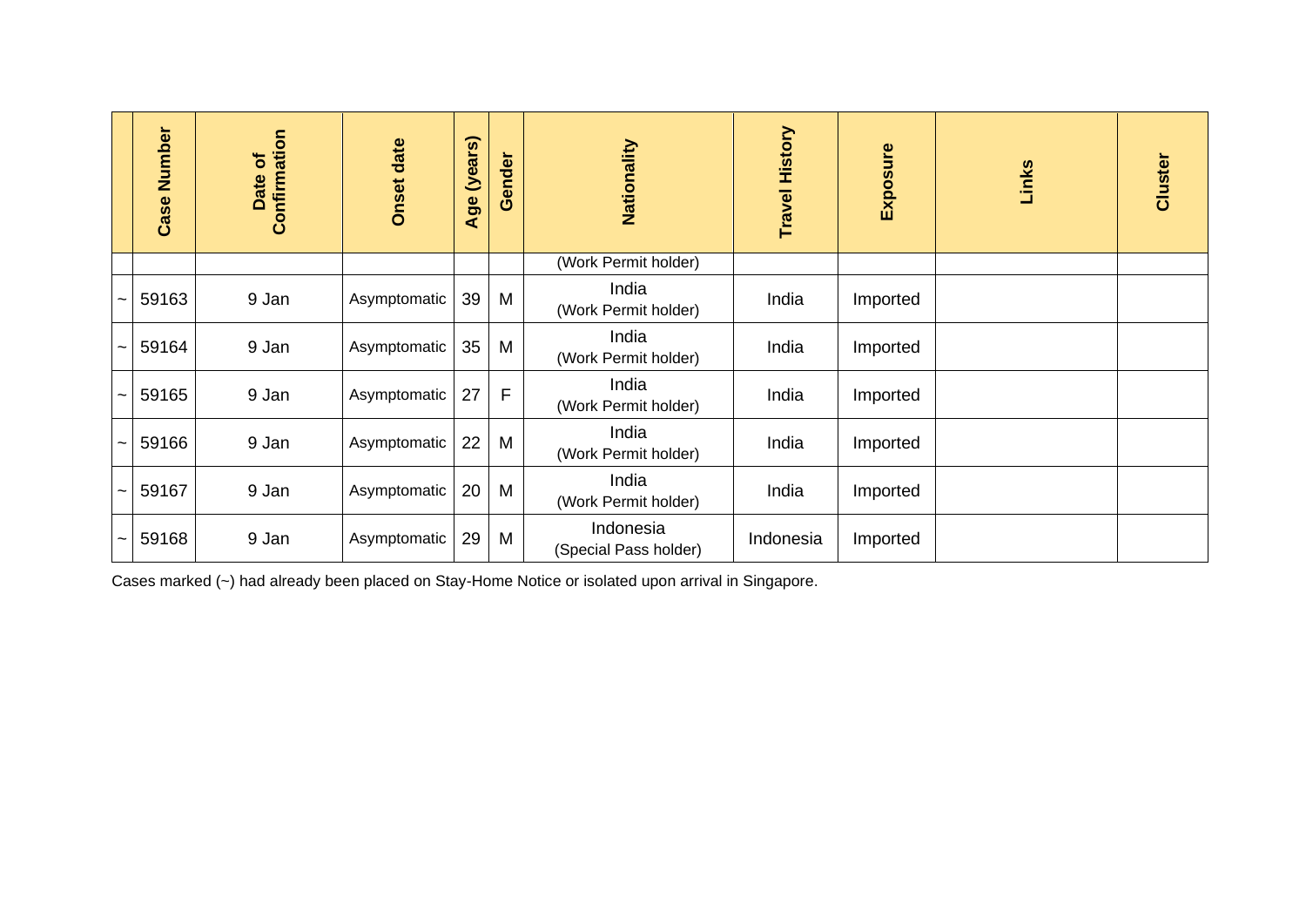| | Case Number | Date of Confirmation | Onset date | Age (years) | Gender | Nationality | Travel History | Exposure | Links | Cluster |
|---|---|---|---|---|---|---|---|---|---|---|
| | | | | | | (Work Permit holder) | | | | |
| ~ | 59163 | 9 Jan | Asymptomatic | 39 | M | India (Work Permit holder) | India | Imported | | |
| ~ | 59164 | 9 Jan | Asymptomatic | 35 | M | India (Work Permit holder) | India | Imported | | |
| ~ | 59165 | 9 Jan | Asymptomatic | 27 | F | India (Work Permit holder) | India | Imported | | |
| ~ | 59166 | 9 Jan | Asymptomatic | 22 | M | India (Work Permit holder) | India | Imported | | |
| ~ | 59167 | 9 Jan | Asymptomatic | 20 | M | India (Work Permit holder) | India | Imported | | |
| ~ | 59168 | 9 Jan | Asymptomatic | 29 | M | Indonesia (Special Pass holder) | Indonesia | Imported | | |

Cases marked (~) had already been placed on Stay-Home Notice or isolated upon arrival in Singapore.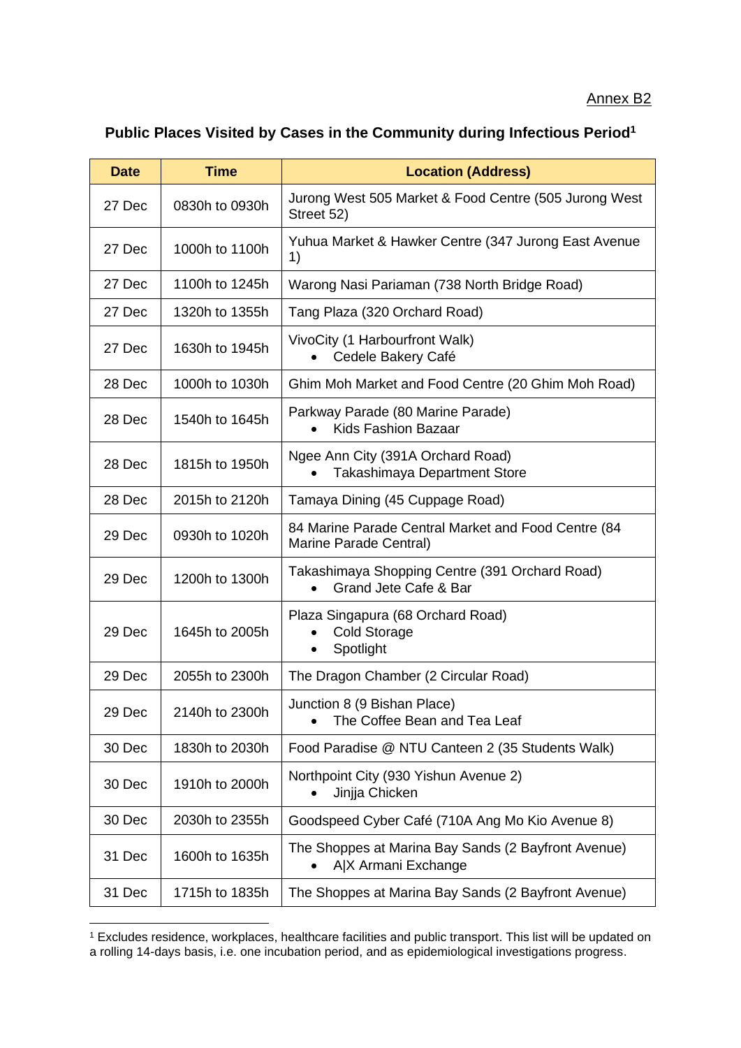Annex B2

## Public Places Visited by Cases in the Community during Infectious Period[1]

| Date | Time | Location (Address) |
|---|---|---|
| 27 Dec | 0830h to 0930h | Jurong West 505 Market & Food Centre (505 Jurong West Street 52) |
| 27 Dec | 1000h to 1100h | Yuhua Market & Hawker Centre (347 Jurong East Avenue 1) |
| 27 Dec | 1100h to 1245h | Warong Nasi Pariaman (738 North Bridge Road) |
| 27 Dec | 1320h to 1355h | Tang Plaza (320 Orchard Road) |
| 27 Dec | 1630h to 1945h | VivoCity (1 Harbourfront Walk)<br>• Cedele Bakery Café |
| 28 Dec | 1000h to 1030h | Ghim Moh Market and Food Centre (20 Ghim Moh Road) |
| 28 Dec | 1540h to 1645h | Parkway Parade (80 Marine Parade)<br>• Kids Fashion Bazaar |
| 28 Dec | 1815h to 1950h | Ngee Ann City (391A Orchard Road)<br>• Takashimaya Department Store |
| 28 Dec | 2015h to 2120h | Tamaya Dining (45 Cuppage Road) |
| 29 Dec | 0930h to 1020h | 84 Marine Parade Central Market and Food Centre (84 Marine Parade Central) |
| 29 Dec | 1200h to 1300h | Takashimaya Shopping Centre (391 Orchard Road)<br>• Grand Jete Cafe & Bar |
| 29 Dec | 1645h to 2005h | Plaza Singapura (68 Orchard Road)<br>• Cold Storage<br>• Spotlight |
| 29 Dec | 2055h to 2300h | The Dragon Chamber (2 Circular Road) |
| 29 Dec | 2140h to 2300h | Junction 8 (9 Bishan Place)<br>• The Coffee Bean and Tea Leaf |
| 30 Dec | 1830h to 2030h | Food Paradise @ NTU Canteen 2 (35 Students Walk) |
| 30 Dec | 1910h to 2000h | Northpoint City (930 Yishun Avenue 2)<br>• Jinjja Chicken |
| 30 Dec | 2030h to 2355h | Goodspeed Cyber Café (710A Ang Mo Kio Avenue 8) |
| 31 Dec | 1600h to 1635h | The Shoppes at Marina Bay Sands (2 Bayfront Avenue)<br>• A\|X Armani Exchange |
| 31 Dec | 1715h to 1835h | The Shoppes at Marina Bay Sands (2 Bayfront Avenue) |

[1] Excludes residence, workplaces, healthcare facilities and public transport. This list will be updated on a rolling 14-days basis, i.e. one incubation period, and as epidemiological investigations progress.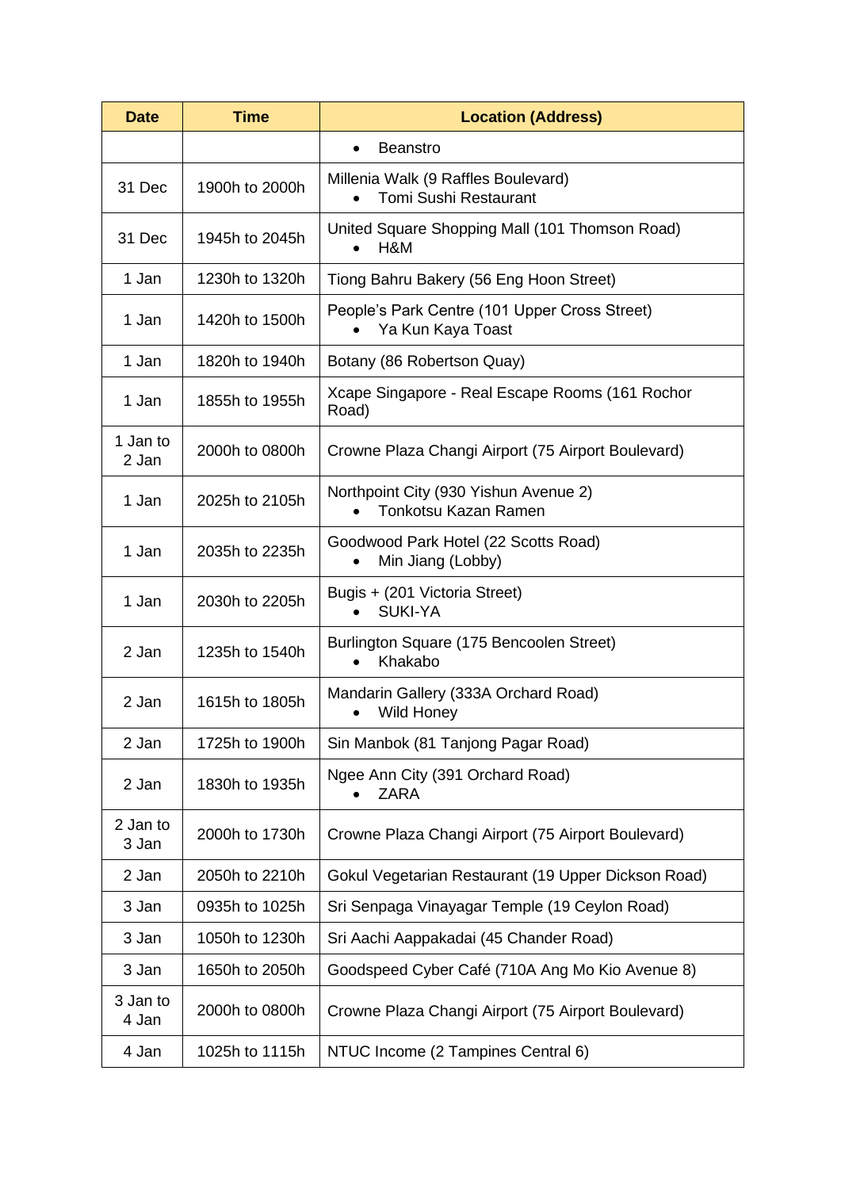| Date | Time | Location (Address) |
|---|---|---|
| | | • Beanstro |
| 31 Dec | 1900h to 2000h | Millenia Walk (9 Raffles Boulevard)<br>• Tomi Sushi Restaurant |
| 31 Dec | 1945h to 2045h | United Square Shopping Mall (101 Thomson Road)<br>• H&M |
| 1 Jan | 1230h to 1320h | Tiong Bahru Bakery (56 Eng Hoon Street) |
| 1 Jan | 1420h to 1500h | People's Park Centre (101 Upper Cross Street)<br>• Ya Kun Kaya Toast |
| 1 Jan | 1820h to 1940h | Botany (86 Robertson Quay) |
| 1 Jan | 1855h to 1955h | Xcape Singapore - Real Escape Rooms (161 Rochor Road) |
| 1 Jan to 2 Jan | 2000h to 0800h | Crowne Plaza Changi Airport (75 Airport Boulevard) |
| 1 Jan | 2025h to 2105h | Northpoint City (930 Yishun Avenue 2)<br>• Tonkotsu Kazan Ramen |
| 1 Jan | 2035h to 2235h | Goodwood Park Hotel (22 Scotts Road)<br>• Min Jiang (Lobby) |
| 1 Jan | 2030h to 2205h | Bugis + (201 Victoria Street)<br>• SUKI-YA |
| 2 Jan | 1235h to 1540h | Burlington Square (175 Bencoolen Street)<br>• Khakabo |
| 2 Jan | 1615h to 1805h | Mandarin Gallery (333A Orchard Road)<br>• Wild Honey |
| 2 Jan | 1725h to 1900h | Sin Manbok (81 Tanjong Pagar Road) |
| 2 Jan | 1830h to 1935h | Ngee Ann City (391 Orchard Road)<br>• ZARA |
| 2 Jan to 3 Jan | 2000h to 1730h | Crowne Plaza Changi Airport (75 Airport Boulevard) |
| 2 Jan | 2050h to 2210h | Gokul Vegetarian Restaurant (19 Upper Dickson Road) |
| 3 Jan | 0935h to 1025h | Sri Senpaga Vinayagar Temple (19 Ceylon Road) |
| 3 Jan | 1050h to 1230h | Sri Aachi Aappakadai (45 Chander Road) |
| 3 Jan | 1650h to 2050h | Goodspeed Cyber Café (710A Ang Mo Kio Avenue 8) |
| 3 Jan to 4 Jan | 2000h to 0800h | Crowne Plaza Changi Airport (75 Airport Boulevard) |
| 4 Jan | 1025h to 1115h | NTUC Income (2 Tampines Central 6) |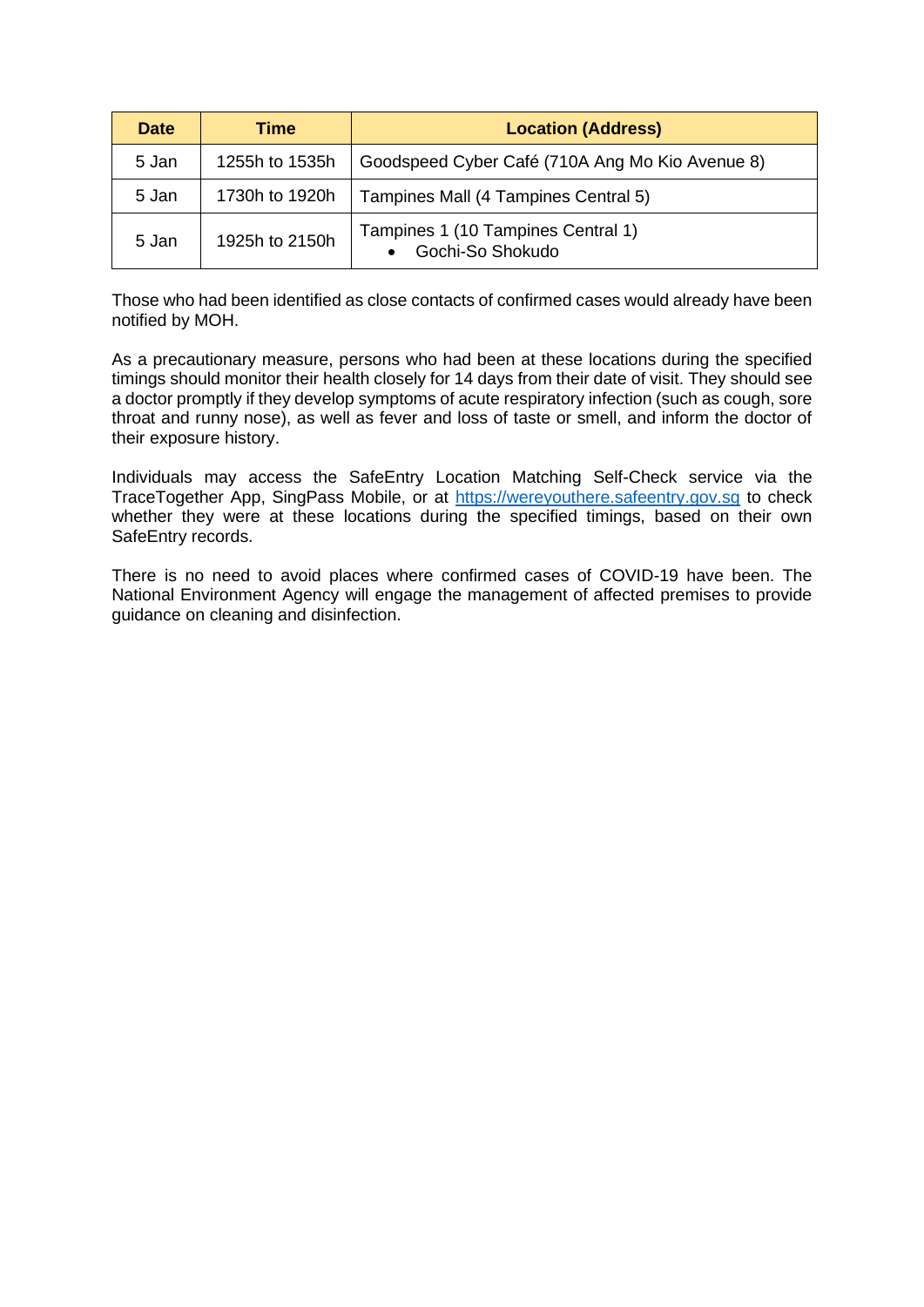| Date | Time | Location (Address) |
|---|---|---|
| 5 Jan | 1255h to 1535h | Goodspeed Cyber Café (710A Ang Mo Kio Avenue 8) |
| 5 Jan | 1730h to 1920h | Tampines Mall (4 Tampines Central 5) |
| 5 Jan | 1925h to 2150h | Tampines 1 (10 Tampines Central 1)<br>• Gochi-So Shokudo |

Those who had been identified as close contacts of confirmed cases would already have been notified by MOH.

As a precautionary measure, persons who had been at these locations during the specified timings should monitor their health closely for 14 days from their date of visit. They should see a doctor promptly if they develop symptoms of acute respiratory infection (such as cough, sore throat and runny nose), as well as fever and loss of taste or smell, and inform the doctor of their exposure history.

Individuals may access the SafeEntry Location Matching Self-Check service via the TraceTogether App, SingPass Mobile, or at https://wereyouthere.safeentry.gov.sg to check whether they were at these locations during the specified timings, based on their own SafeEntry records.

There is no need to avoid places where confirmed cases of COVID-19 have been. The National Environment Agency will engage the management of affected premises to provide guidance on cleaning and disinfection.